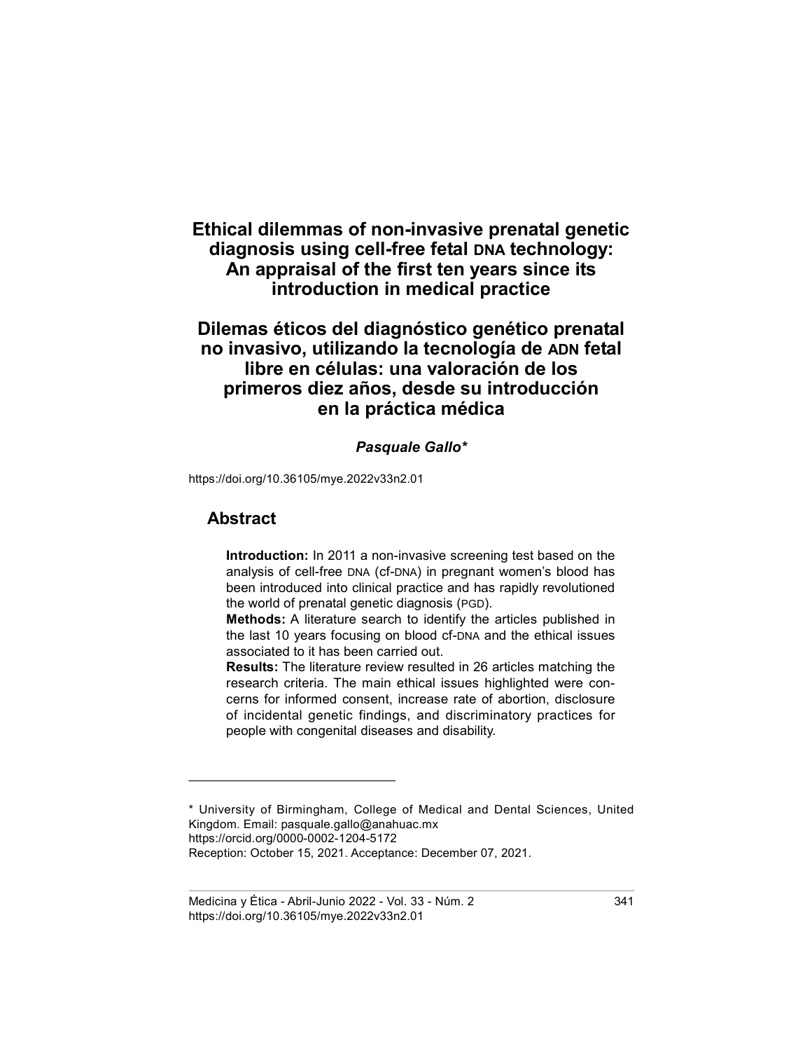# Ethical dilemmas of non-invasive prenatal genetic diagnosis using cell-free fetal DNA technology: An appraisal of the first ten years since its introduction in medical practice

# Dilemas éticos del diagnóstico genético prenatal no invasivo, utilizando la tecnología de ADN fetal libre en células: una valoración de los primeros diez años, desde su introducción en la práctica médica

***Pasquale Gallo****

https://doi.org/10.36105/mye.2022v33n2.01

## Abstract

**Introduction:** In 2011 a non-invasive screening test based on the analysis of cell-free DNA (cf-DNA) in pregnant women's blood has been introduced into clinical practice and has rapidly revolutioned the world of prenatal genetic diagnosis (PGD).
**Methods:** A literature search to identify the articles published in the last 10 years focusing on blood cf-DNA and the ethical issues associated to it has been carried out.
**Results:** The literature review resulted in 26 articles matching the research criteria. The main ethical issues highlighted were concerns for informed consent, increase rate of abortion, disclosure of incidental genetic findings, and discriminatory practices for people with congenital diseases and disability.

---

\* University of Birmingham, College of Medical and Dental Sciences, United Kingdom. Email: pasquale.gallo@anahuac.mx
https://orcid.org/0000-0002-1204-5172
Reception: October 15, 2021. Acceptance: December 07, 2021.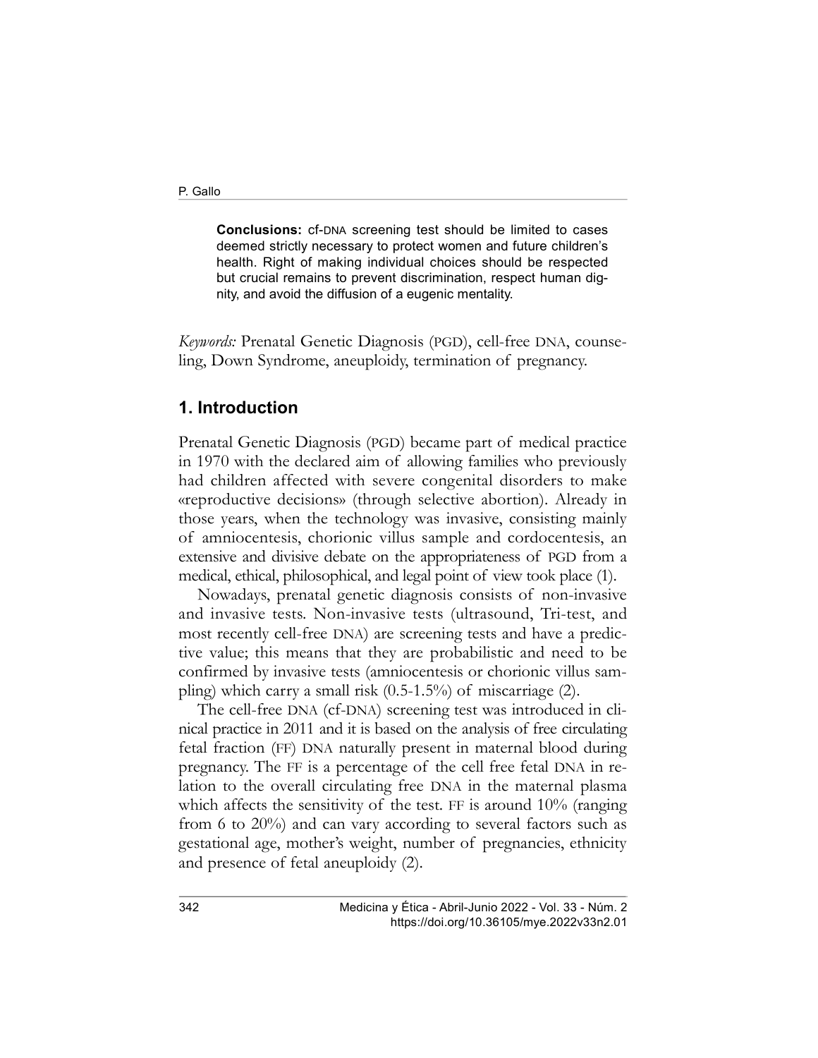**Conclusions:** cf-DNA screening test should be limited to cases deemed strictly necessary to protect women and future children's health. Right of making individual choices should be respected but crucial remains to prevent discrimination, respect human dignity, and avoid the diffusion of a eugenic mentality.

*Keywords:* Prenatal Genetic Diagnosis (PGD), cell-free DNA, counseling, Down Syndrome, aneuploidy, termination of pregnancy.

## 1. Introduction

Prenatal Genetic Diagnosis (PGD) became part of medical practice in 1970 with the declared aim of allowing families who previously had children affected with severe congenital disorders to make «reproductive decisions» (through selective abortion). Already in those years, when the technology was invasive, consisting mainly of amniocentesis, chorionic villus sample and cordocentesis, an extensive and divisive debate on the appropriateness of PGD from a medical, ethical, philosophical, and legal point of view took place (1).

Nowadays, prenatal genetic diagnosis consists of non-invasive and invasive tests. Non-invasive tests (ultrasound, Tri-test, and most recently cell-free DNA) are screening tests and have a predictive value; this means that they are probabilistic and need to be confirmed by invasive tests (amniocentesis or chorionic villus sampling) which carry a small risk (0.5-1.5%) of miscarriage (2).

The cell-free DNA (cf-DNA) screening test was introduced in clinical practice in 2011 and it is based on the analysis of free circulating fetal fraction (FF) DNA naturally present in maternal blood during pregnancy. The FF is a percentage of the cell free fetal DNA in relation to the overall circulating free DNA in the maternal plasma which affects the sensitivity of the test. FF is around 10% (ranging from 6 to 20%) and can vary according to several factors such as gestational age, mother's weight, number of pregnancies, ethnicity and presence of fetal aneuploidy (2).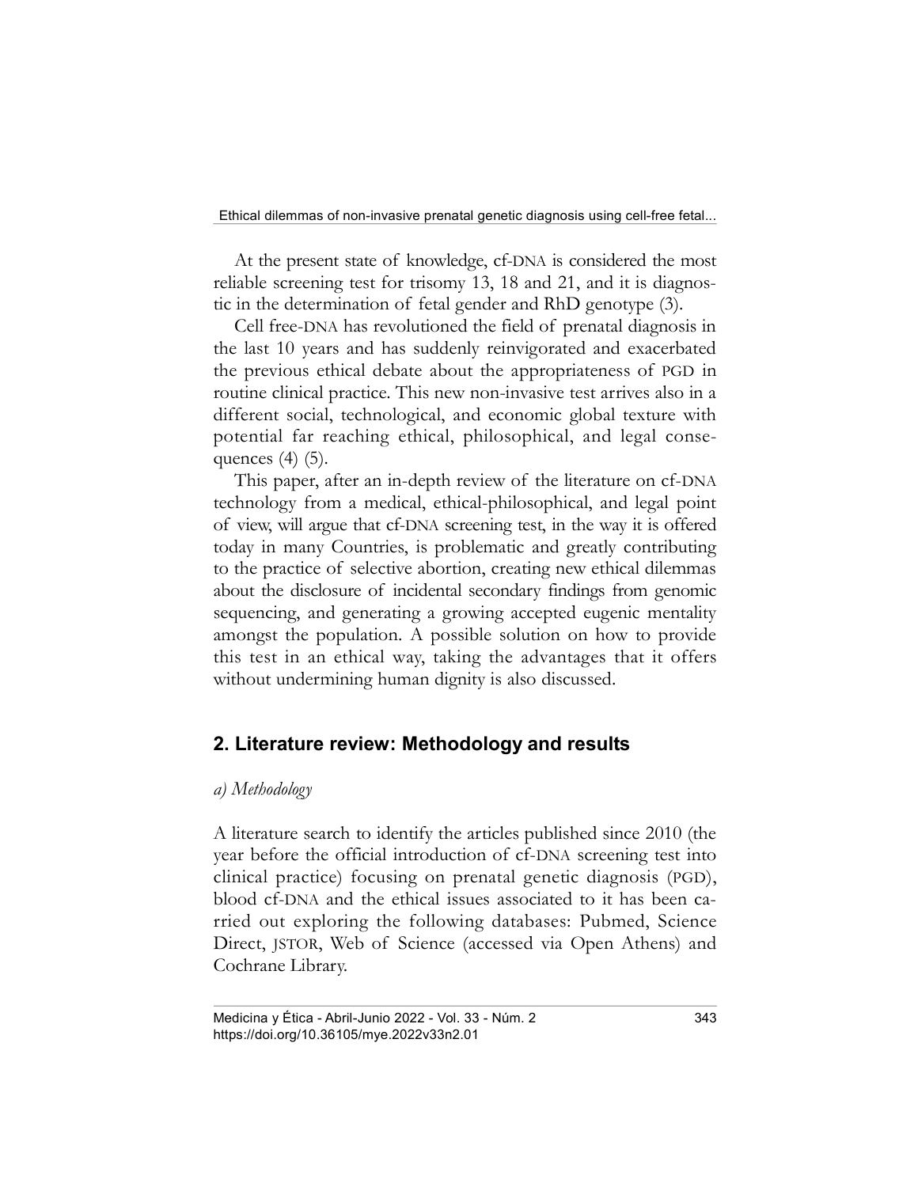At the present state of knowledge, cf-DNA is considered the most reliable screening test for trisomy 13, 18 and 21, and it is diagnostic in the determination of fetal gender and RhD genotype (3).

Cell free-DNA has revolutioned the field of prenatal diagnosis in the last 10 years and has suddenly reinvigorated and exacerbated the previous ethical debate about the appropriateness of PGD in routine clinical practice. This new non-invasive test arrives also in a different social, technological, and economic global texture with potential far reaching ethical, philosophical, and legal consequences (4) (5).

This paper, after an in-depth review of the literature on cf-DNA technology from a medical, ethical-philosophical, and legal point of view, will argue that cf-DNA screening test, in the way it is offered today in many Countries, is problematic and greatly contributing to the practice of selective abortion, creating new ethical dilemmas about the disclosure of incidental secondary findings from genomic sequencing, and generating a growing accepted eugenic mentality amongst the population. A possible solution on how to provide this test in an ethical way, taking the advantages that it offers without undermining human dignity is also discussed.

## 2. Literature review: Methodology and results

*a) Methodology*

A literature search to identify the articles published since 2010 (the year before the official introduction of cf-DNA screening test into clinical practice) focusing on prenatal genetic diagnosis (PGD), blood cf-DNA and the ethical issues associated to it has been carried out exploring the following databases: Pubmed, Science Direct, JSTOR, Web of Science (accessed via Open Athens) and Cochrane Library.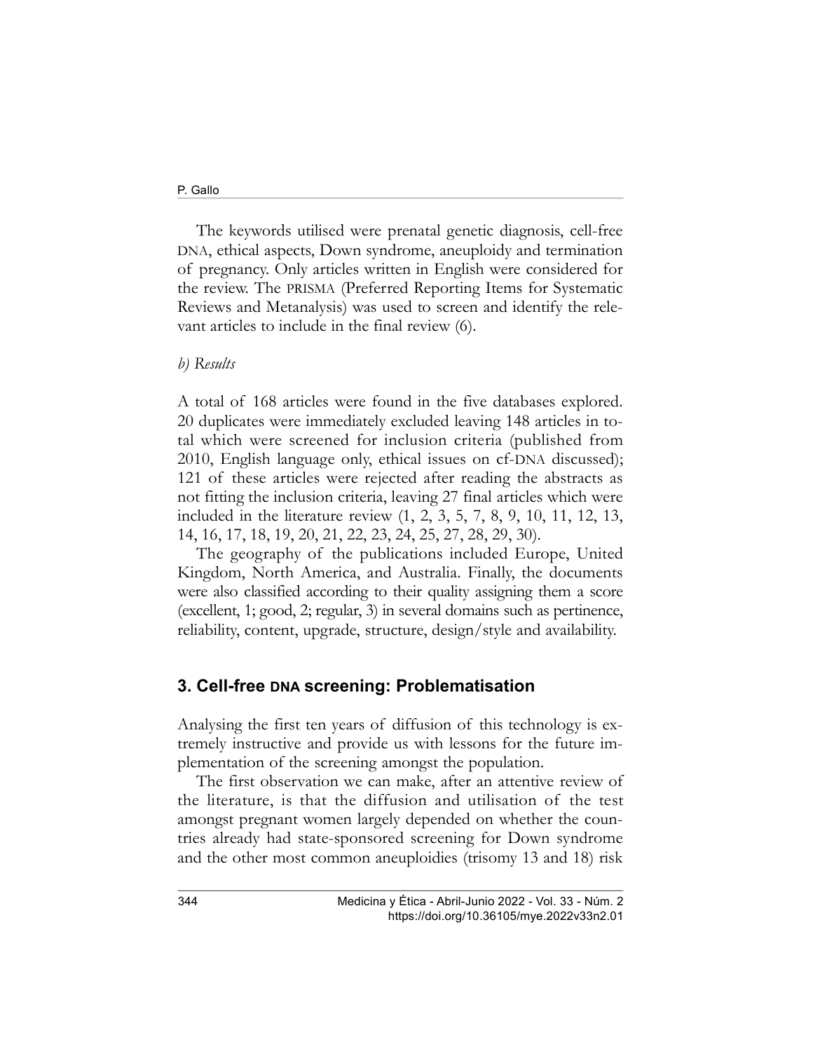The keywords utilised were prenatal genetic diagnosis, cell-free DNA, ethical aspects, Down syndrome, aneuploidy and termination of pregnancy. Only articles written in English were considered for the review. The PRISMA (Preferred Reporting Items for Systematic Reviews and Metanalysis) was used to screen and identify the relevant articles to include in the final review (6).

*b) Results*

A total of 168 articles were found in the five databases explored. 20 duplicates were immediately excluded leaving 148 articles in total which were screened for inclusion criteria (published from 2010, English language only, ethical issues on cf-DNA discussed); 121 of these articles were rejected after reading the abstracts as not fitting the inclusion criteria, leaving 27 final articles which were included in the literature review (1, 2, 3, 5, 7, 8, 9, 10, 11, 12, 13, 14, 16, 17, 18, 19, 20, 21, 22, 23, 24, 25, 27, 28, 29, 30).

The geography of the publications included Europe, United Kingdom, North America, and Australia. Finally, the documents were also classified according to their quality assigning them a score (excellent, 1; good, 2; regular, 3) in several domains such as pertinence, reliability, content, upgrade, structure, design/style and availability.

## 3. Cell-free DNA screening: Problematisation

Analysing the first ten years of diffusion of this technology is extremely instructive and provide us with lessons for the future implementation of the screening amongst the population.

The first observation we can make, after an attentive review of the literature, is that the diffusion and utilisation of the test amongst pregnant women largely depended on whether the countries already had state-sponsored screening for Down syndrome and the other most common aneuploidies (trisomy 13 and 18) risk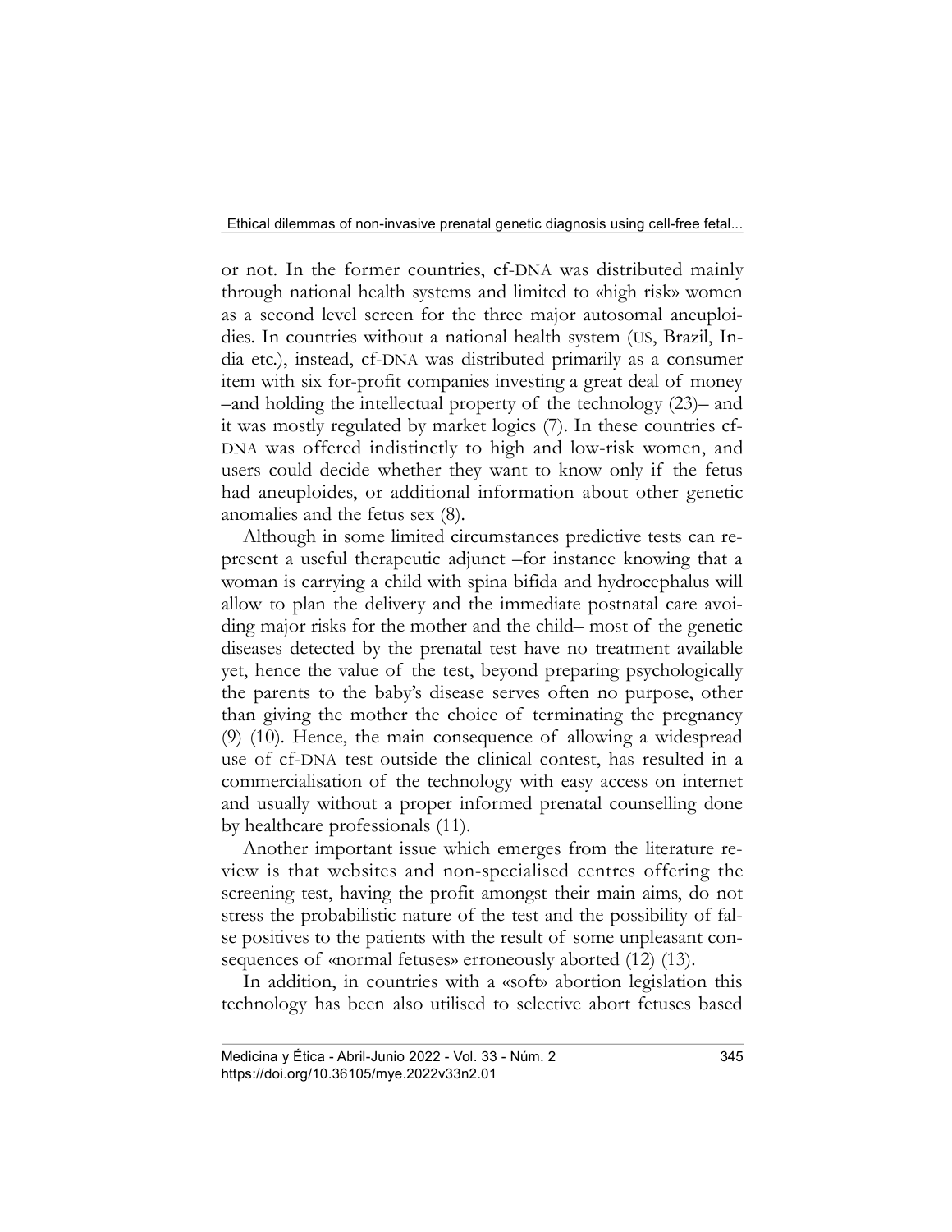or not. In the former countries, cf-DNA was distributed mainly through national health systems and limited to «high risk» women as a second level screen for the three major autosomal aneuploidies. In countries without a national health system (US, Brazil, India etc.), instead, cf-DNA was distributed primarily as a consumer item with six for-profit companies investing a great deal of money –and holding the intellectual property of the technology (23)– and it was mostly regulated by market logics (7). In these countries cf-DNA was offered indistinctly to high and low-risk women, and users could decide whether they want to know only if the fetus had aneuploides, or additional information about other genetic anomalies and the fetus sex (8).

Although in some limited circumstances predictive tests can represent a useful therapeutic adjunct –for instance knowing that a woman is carrying a child with spina bifida and hydrocephalus will allow to plan the delivery and the immediate postnatal care avoiding major risks for the mother and the child– most of the genetic diseases detected by the prenatal test have no treatment available yet, hence the value of the test, beyond preparing psychologically the parents to the baby's disease serves often no purpose, other than giving the mother the choice of terminating the pregnancy (9) (10). Hence, the main consequence of allowing a widespread use of cf-DNA test outside the clinical contest, has resulted in a commercialisation of the technology with easy access on internet and usually without a proper informed prenatal counselling done by healthcare professionals (11).

Another important issue which emerges from the literature review is that websites and non-specialised centres offering the screening test, having the profit amongst their main aims, do not stress the probabilistic nature of the test and the possibility of false positives to the patients with the result of some unpleasant consequences of «normal fetuses» erroneously aborted (12) (13).

In addition, in countries with a «soft» abortion legislation this technology has been also utilised to selective abort fetuses based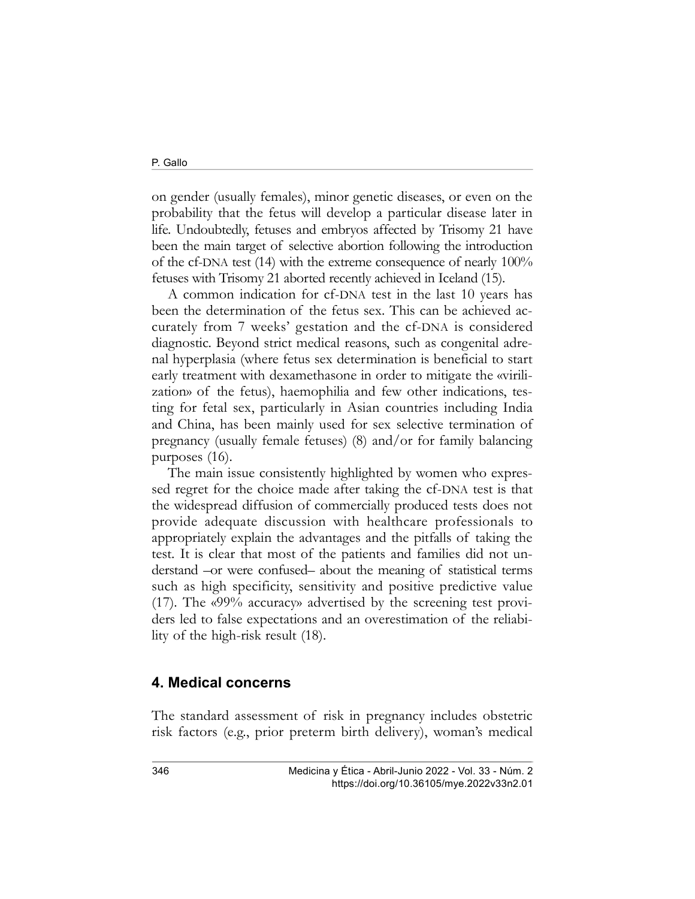on gender (usually females), minor genetic diseases, or even on the probability that the fetus will develop a particular disease later in life. Undoubtedly, fetuses and embryos affected by Trisomy 21 have been the main target of selective abortion following the introduction of the cf-DNA test (14) with the extreme consequence of nearly 100% fetuses with Trisomy 21 aborted recently achieved in Iceland (15).

A common indication for cf-DNA test in the last 10 years has been the determination of the fetus sex. This can be achieved accurately from 7 weeks' gestation and the cf-DNA is considered diagnostic. Beyond strict medical reasons, such as congenital adrenal hyperplasia (where fetus sex determination is beneficial to start early treatment with dexamethasone in order to mitigate the «virilization» of the fetus), haemophilia and few other indications, testing for fetal sex, particularly in Asian countries including India and China, has been mainly used for sex selective termination of pregnancy (usually female fetuses) (8) and/or for family balancing purposes (16).

The main issue consistently highlighted by women who expressed regret for the choice made after taking the cf-DNA test is that the widespread diffusion of commercially produced tests does not provide adequate discussion with healthcare professionals to appropriately explain the advantages and the pitfalls of taking the test. It is clear that most of the patients and families did not understand –or were confused– about the meaning of statistical terms such as high specificity, sensitivity and positive predictive value (17). The «99% accuracy» advertised by the screening test providers led to false expectations and an overestimation of the reliability of the high-risk result (18).

## 4. Medical concerns

The standard assessment of risk in pregnancy includes obstetric risk factors (e.g., prior preterm birth delivery), woman's medical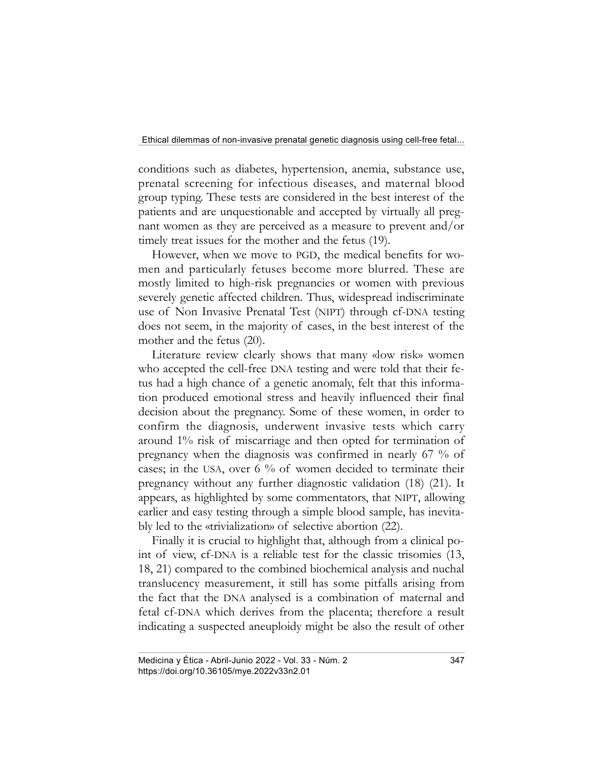conditions such as diabetes, hypertension, anemia, substance use, prenatal screening for infectious diseases, and maternal blood group typing. These tests are considered in the best interest of the patients and are unquestionable and accepted by virtually all pregnant women as they are perceived as a measure to prevent and/or timely treat issues for the mother and the fetus (19).

However, when we move to PGD, the medical benefits for women and particularly fetuses become more blurred. These are mostly limited to high-risk pregnancies or women with previous severely genetic affected children. Thus, widespread indiscriminate use of Non Invasive Prenatal Test (NIPT) through cf-DNA testing does not seem, in the majority of cases, in the best interest of the mother and the fetus (20).

Literature review clearly shows that many «low risk» women who accepted the cell-free DNA testing and were told that their fetus had a high chance of a genetic anomaly, felt that this information produced emotional stress and heavily influenced their final decision about the pregnancy. Some of these women, in order to confirm the diagnosis, underwent invasive tests which carry around 1% risk of miscarriage and then opted for termination of pregnancy when the diagnosis was confirmed in nearly 67 % of cases; in the USA, over 6 % of women decided to terminate their pregnancy without any further diagnostic validation (18) (21). It appears, as highlighted by some commentators, that NIPT, allowing earlier and easy testing through a simple blood sample, has inevitably led to the «trivialization» of selective abortion (22).

Finally it is crucial to highlight that, although from a clinical point of view, cf-DNA is a reliable test for the classic trisomies (13, 18, 21) compared to the combined biochemical analysis and nuchal translucency measurement, it still has some pitfalls arising from the fact that the DNA analysed is a combination of maternal and fetal cf-DNA which derives from the placenta; therefore a result indicating a suspected aneuploidy might be also the result of other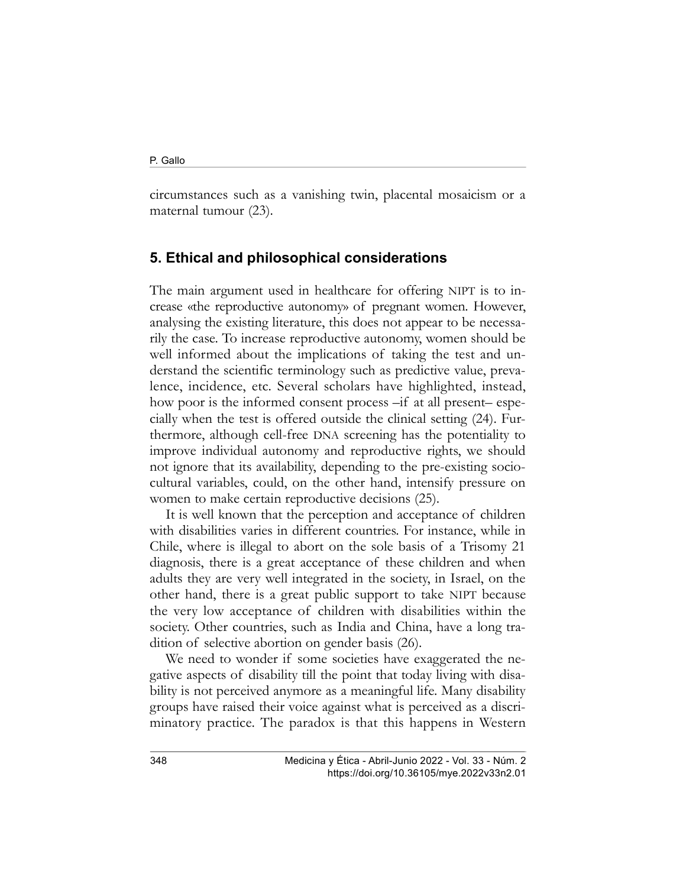circumstances such as a vanishing twin, placental mosaicism or a maternal tumour (23).

## 5. Ethical and philosophical considerations

The main argument used in healthcare for offering NIPT is to increase «the reproductive autonomy» of pregnant women. However, analysing the existing literature, this does not appear to be necessarily the case. To increase reproductive autonomy, women should be well informed about the implications of taking the test and understand the scientific terminology such as predictive value, prevalence, incidence, etc. Several scholars have highlighted, instead, how poor is the informed consent process –if at all present– especially when the test is offered outside the clinical setting (24). Furthermore, although cell-free DNA screening has the potentiality to improve individual autonomy and reproductive rights, we should not ignore that its availability, depending to the pre-existing sociocultural variables, could, on the other hand, intensify pressure on women to make certain reproductive decisions (25).

It is well known that the perception and acceptance of children with disabilities varies in different countries. For instance, while in Chile, where is illegal to abort on the sole basis of a Trisomy 21 diagnosis, there is a great acceptance of these children and when adults they are very well integrated in the society, in Israel, on the other hand, there is a great public support to take NIPT because the very low acceptance of children with disabilities within the society. Other countries, such as India and China, have a long tradition of selective abortion on gender basis (26).

We need to wonder if some societies have exaggerated the negative aspects of disability till the point that today living with disability is not perceived anymore as a meaningful life. Many disability groups have raised their voice against what is perceived as a discriminatory practice. The paradox is that this happens in Western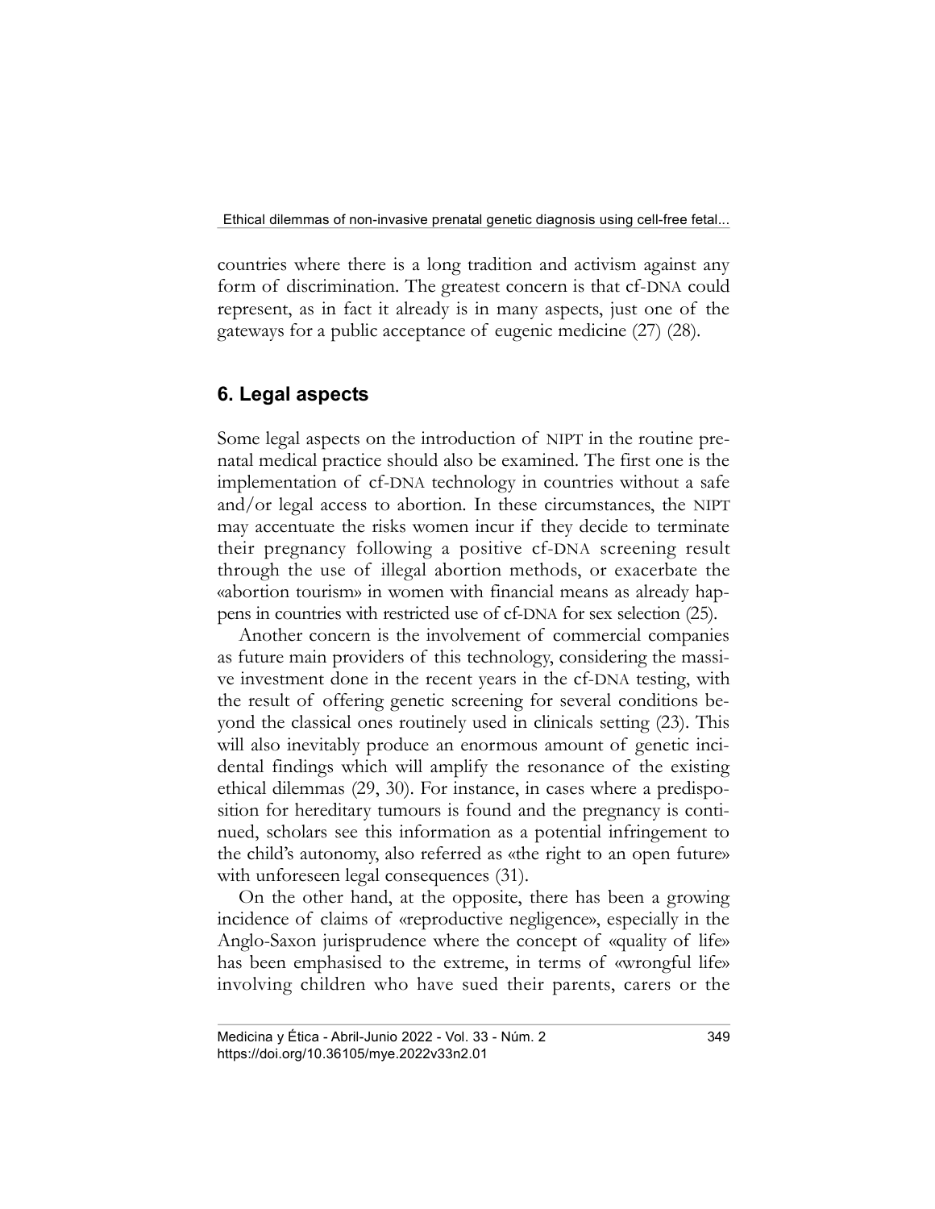countries where there is a long tradition and activism against any form of discrimination. The greatest concern is that cf-DNA could represent, as in fact it already is in many aspects, just one of the gateways for a public acceptance of eugenic medicine (27) (28).

## 6. Legal aspects

Some legal aspects on the introduction of NIPT in the routine prenatal medical practice should also be examined. The first one is the implementation of cf-DNA technology in countries without a safe and/or legal access to abortion. In these circumstances, the NIPT may accentuate the risks women incur if they decide to terminate their pregnancy following a positive cf-DNA screening result through the use of illegal abortion methods, or exacerbate the «abortion tourism» in women with financial means as already happens in countries with restricted use of cf-DNA for sex selection (25).

Another concern is the involvement of commercial companies as future main providers of this technology, considering the massive investment done in the recent years in the cf-DNA testing, with the result of offering genetic screening for several conditions beyond the classical ones routinely used in clinicals setting (23). This will also inevitably produce an enormous amount of genetic incidental findings which will amplify the resonance of the existing ethical dilemmas (29, 30). For instance, in cases where a predisposition for hereditary tumours is found and the pregnancy is continued, scholars see this information as a potential infringement to the child's autonomy, also referred as «the right to an open future» with unforeseen legal consequences (31).

On the other hand, at the opposite, there has been a growing incidence of claims of «reproductive negligence», especially in the Anglo-Saxon jurisprudence where the concept of «quality of life» has been emphasised to the extreme, in terms of «wrongful life» involving children who have sued their parents, carers or the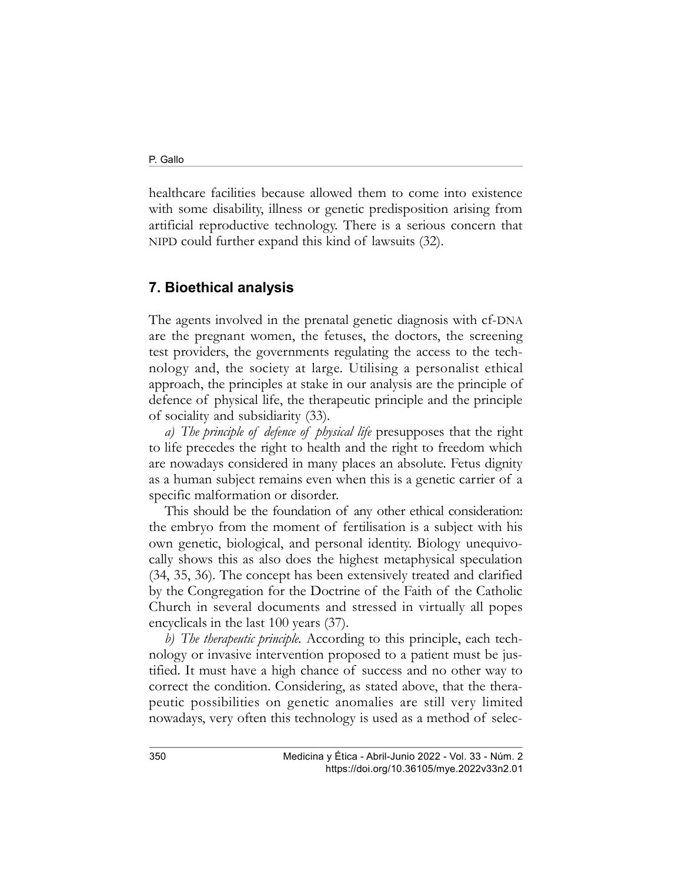healthcare facilities because allowed them to come into existence with some disability, illness or genetic predisposition arising from artificial reproductive technology. There is a serious concern that NIPD could further expand this kind of lawsuits (32).

## 7. Bioethical analysis

The agents involved in the prenatal genetic diagnosis with cf-DNA are the pregnant women, the fetuses, the doctors, the screening test providers, the governments regulating the access to the technology and, the society at large. Utilising a personalist ethical approach, the principles at stake in our analysis are the principle of defence of physical life, the therapeutic principle and the principle of sociality and subsidiarity (33).

*a) The principle of defence of physical life* presupposes that the right to life precedes the right to health and the right to freedom which are nowadays considered in many places an absolute. Fetus dignity as a human subject remains even when this is a genetic carrier of a specific malformation or disorder.

This should be the foundation of any other ethical consideration: the embryo from the moment of fertilisation is a subject with his own genetic, biological, and personal identity. Biology unequivocally shows this as also does the highest metaphysical speculation (34, 35, 36). The concept has been extensively treated and clarified by the Congregation for the Doctrine of the Faith of the Catholic Church in several documents and stressed in virtually all popes encyclicals in the last 100 years (37).

*b) The therapeutic principle.* According to this principle, each technology or invasive intervention proposed to a patient must be justified. It must have a high chance of success and no other way to correct the condition. Considering, as stated above, that the therapeutic possibilities on genetic anomalies are still very limited nowadays, very often this technology is used as a method of selec-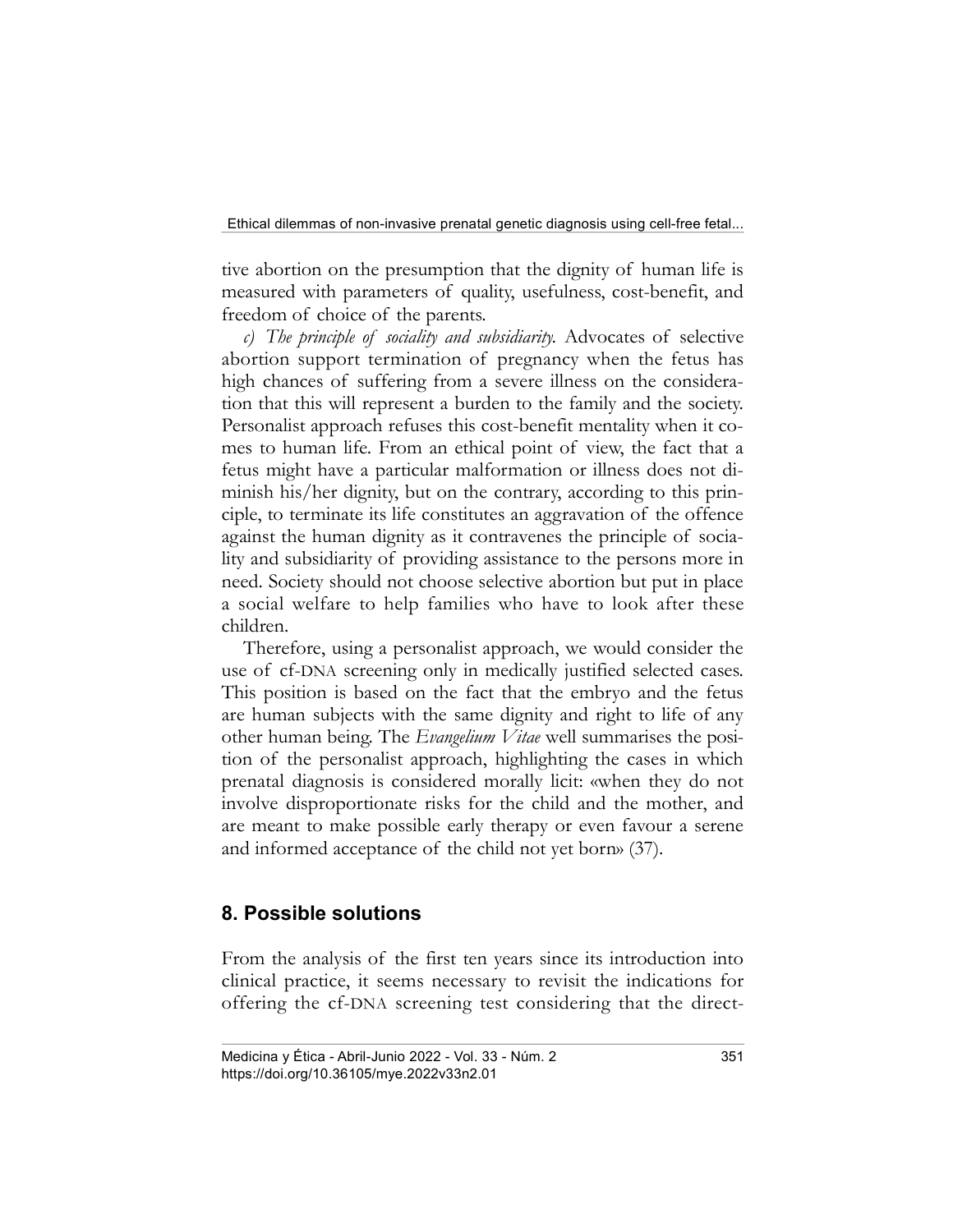tive abortion on the presumption that the dignity of human life is measured with parameters of quality, usefulness, cost-benefit, and freedom of choice of the parents.

*c) The principle of sociality and subsidiarity.* Advocates of selective abortion support termination of pregnancy when the fetus has high chances of suffering from a severe illness on the consideration that this will represent a burden to the family and the society. Personalist approach refuses this cost-benefit mentality when it comes to human life. From an ethical point of view, the fact that a fetus might have a particular malformation or illness does not diminish his/her dignity, but on the contrary, according to this principle, to terminate its life constitutes an aggravation of the offence against the human dignity as it contravenes the principle of sociality and subsidiarity of providing assistance to the persons more in need. Society should not choose selective abortion but put in place a social welfare to help families who have to look after these children.

Therefore, using a personalist approach, we would consider the use of cf-DNA screening only in medically justified selected cases. This position is based on the fact that the embryo and the fetus are human subjects with the same dignity and right to life of any other human being. The *Evangelium Vitae* well summarises the position of the personalist approach, highlighting the cases in which prenatal diagnosis is considered morally licit: «when they do not involve disproportionate risks for the child and the mother, and are meant to make possible early therapy or even favour a serene and informed acceptance of the child not yet born» (37).

## 8. Possible solutions

From the analysis of the first ten years since its introduction into clinical practice, it seems necessary to revisit the indications for offering the cf-DNA screening test considering that the direct-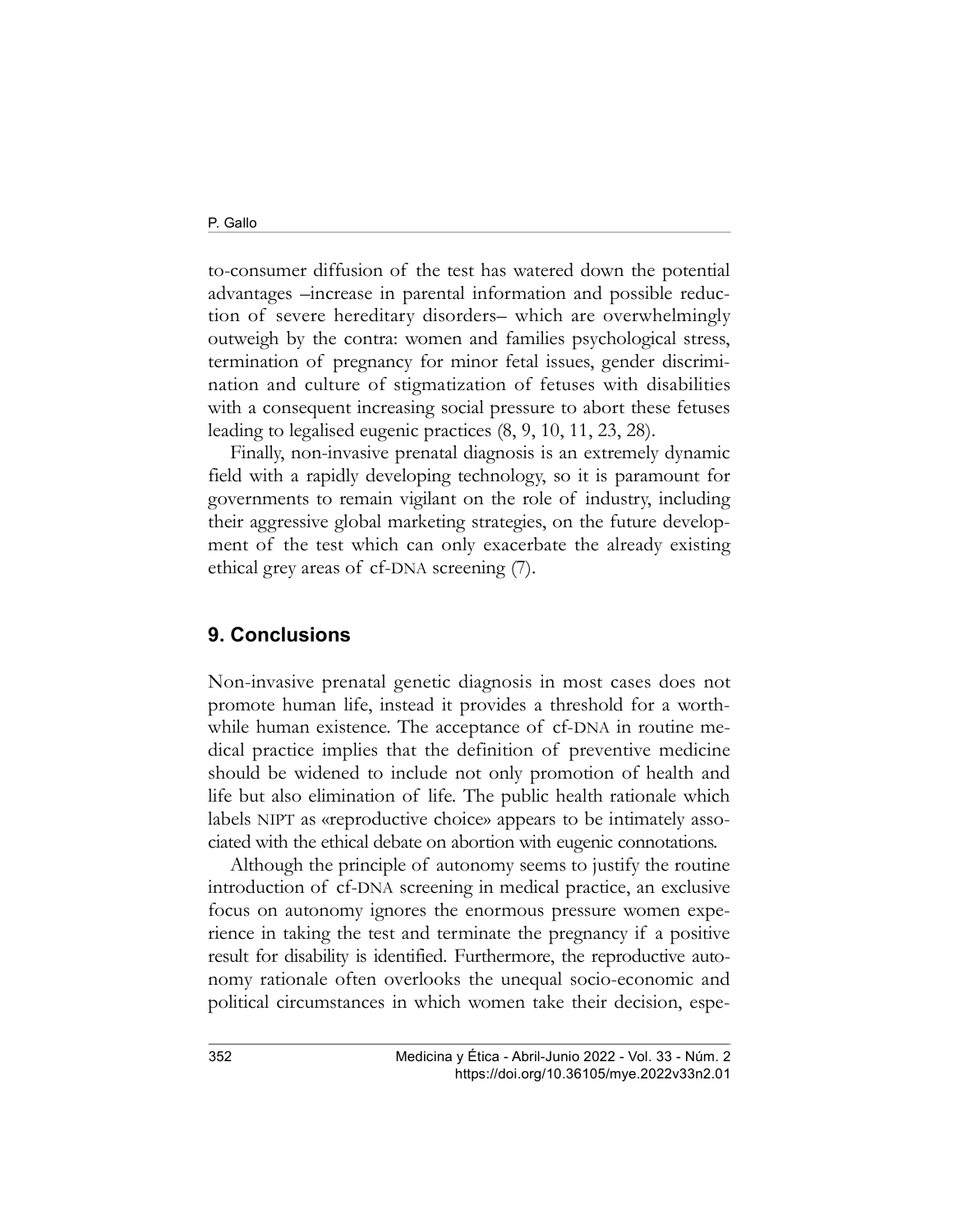to-consumer diffusion of the test has watered down the potential advantages –increase in parental information and possible reduction of severe hereditary disorders– which are overwhelmingly outweigh by the contra: women and families psychological stress, termination of pregnancy for minor fetal issues, gender discrimination and culture of stigmatization of fetuses with disabilities with a consequent increasing social pressure to abort these fetuses leading to legalised eugenic practices (8, 9, 10, 11, 23, 28).

Finally, non-invasive prenatal diagnosis is an extremely dynamic field with a rapidly developing technology, so it is paramount for governments to remain vigilant on the role of industry, including their aggressive global marketing strategies, on the future development of the test which can only exacerbate the already existing ethical grey areas of cf-DNA screening (7).

## 9. Conclusions

Non-invasive prenatal genetic diagnosis in most cases does not promote human life, instead it provides a threshold for a worthwhile human existence. The acceptance of cf-DNA in routine medical practice implies that the definition of preventive medicine should be widened to include not only promotion of health and life but also elimination of life. The public health rationale which labels NIPT as «reproductive choice» appears to be intimately associated with the ethical debate on abortion with eugenic connotations.

Although the principle of autonomy seems to justify the routine introduction of cf-DNA screening in medical practice, an exclusive focus on autonomy ignores the enormous pressure women experience in taking the test and terminate the pregnancy if a positive result for disability is identified. Furthermore, the reproductive autonomy rationale often overlooks the unequal socio-economic and political circumstances in which women take their decision, espe-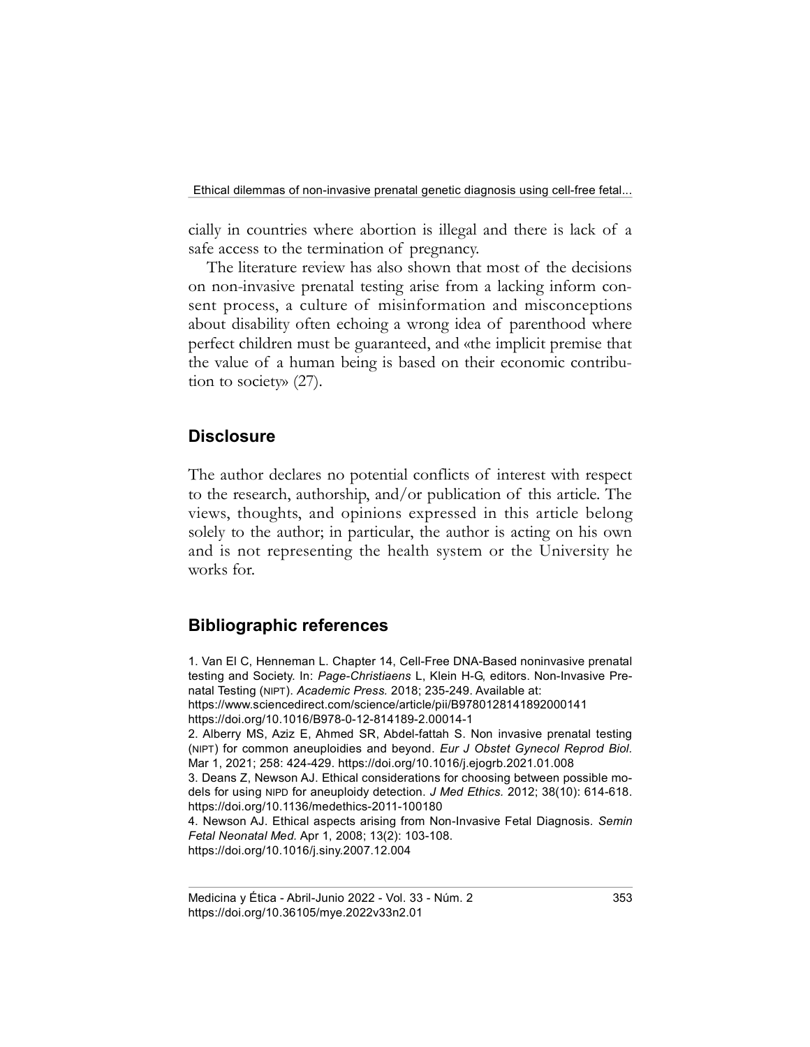cially in countries where abortion is illegal and there is lack of a safe access to the termination of pregnancy.

The literature review has also shown that most of the decisions on non-invasive prenatal testing arise from a lacking inform consent process, a culture of misinformation and misconceptions about disability often echoing a wrong idea of parenthood where perfect children must be guaranteed, and «the implicit premise that the value of a human being is based on their economic contribution to society» (27).

## Disclosure

The author declares no potential conflicts of interest with respect to the research, authorship, and/or publication of this article. The views, thoughts, and opinions expressed in this article belong solely to the author; in particular, the author is acting on his own and is not representing the health system or the University he works for.

## Bibliographic references

1. Van El C, Henneman L. Chapter 14, Cell-Free DNA-Based noninvasive prenatal testing and Society. In: *Page-Christiaens* L, Klein H-G, editors. Non-Invasive Prenatal Testing (NIPT). *Academic Press.* 2018; 235-249. Available at: https://www.sciencedirect.com/science/article/pii/B9780128141892000141 https://doi.org/10.1016/B978-0-12-814189-2.00014-1
2. Alberry MS, Aziz E, Ahmed SR, Abdel-fattah S. Non invasive prenatal testing (NIPT) for common aneuploidies and beyond. *Eur J Obstet Gynecol Reprod Biol.* Mar 1, 2021; 258: 424-429. https://doi.org/10.1016/j.ejogrb.2021.01.008
3. Deans Z, Newson AJ. Ethical considerations for choosing between possible models for using NIPD for aneuploidy detection. *J Med Ethics.* 2012; 38(10): 614-618. https://doi.org/10.1136/medethics-2011-100180
4. Newson AJ. Ethical aspects arising from Non-Invasive Fetal Diagnosis. *Semin Fetal Neonatal Med.* Apr 1, 2008; 13(2): 103-108. https://doi.org/10.1016/j.siny.2007.12.004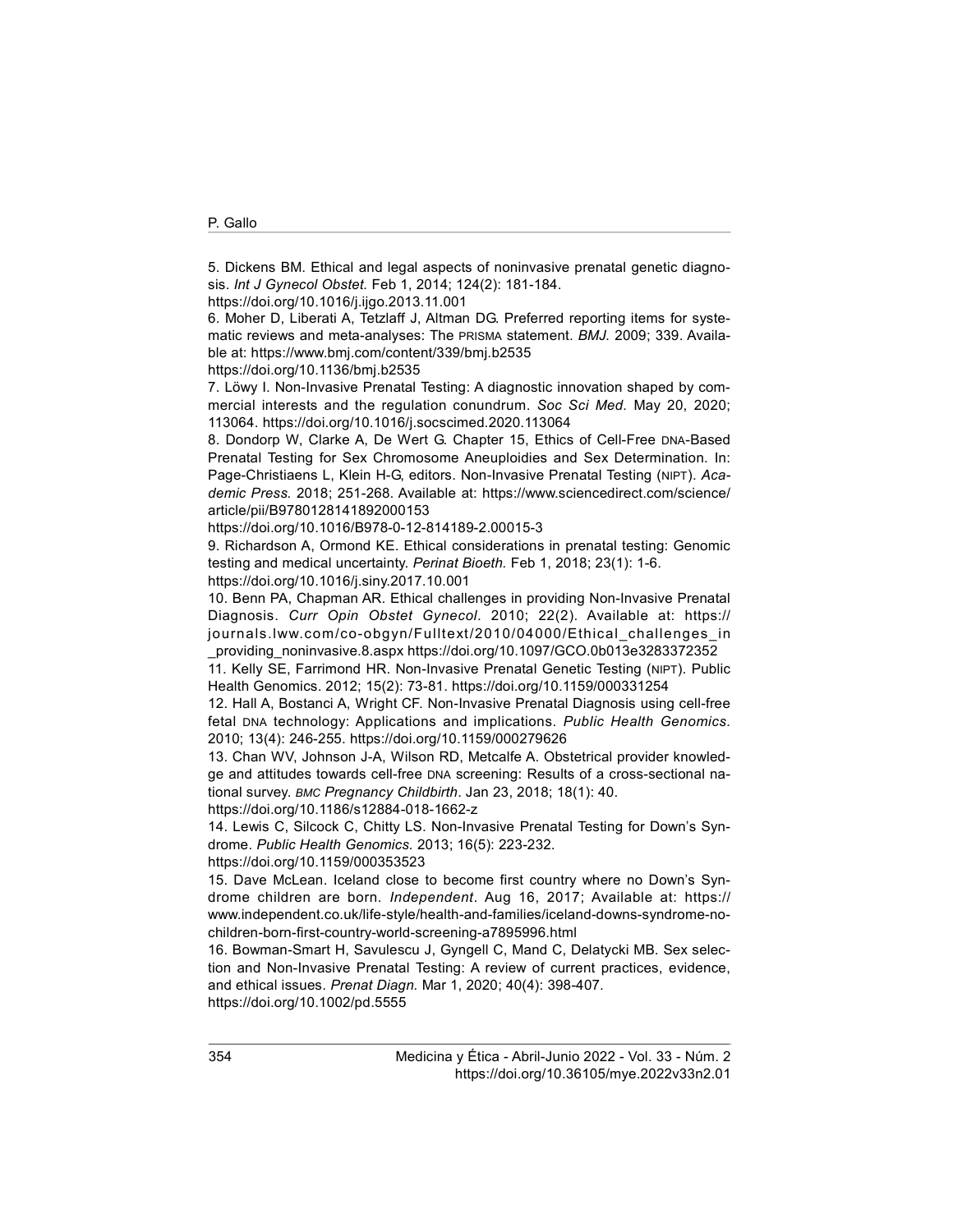5. Dickens BM. Ethical and legal aspects of noninvasive prenatal genetic diagnosis. *Int J Gynecol Obstet.* Feb 1, 2014; 124(2): 181-184.
https://doi.org/10.1016/j.ijgo.2013.11.001

6. Moher D, Liberati A, Tetzlaff J, Altman DG. Preferred reporting items for systematic reviews and meta-analyses: The PRISMA statement. *BMJ.* 2009; 339. Available at: https://www.bmj.com/content/339/bmj.b2535
https://doi.org/10.1136/bmj.b2535

7. Löwy I. Non-Invasive Prenatal Testing: A diagnostic innovation shaped by commercial interests and the regulation conundrum. *Soc Sci Med.* May 20, 2020; 113064. https://doi.org/10.1016/j.socscimed.2020.113064

8. Dondorp W, Clarke A, De Wert G. Chapter 15, Ethics of Cell-Free DNA-Based Prenatal Testing for Sex Chromosome Aneuploidies and Sex Determination. In: Page-Christiaens L, Klein H-G, editors. Non-Invasive Prenatal Testing (NIPT). *Academic Press.* 2018; 251-268. Available at: https://www.sciencedirect.com/science/article/pii/B9780128141892000153
https://doi.org/10.1016/B978-0-12-814189-2.00015-3

9. Richardson A, Ormond KE. Ethical considerations in prenatal testing: Genomic testing and medical uncertainty. *Perinat Bioeth.* Feb 1, 2018; 23(1): 1-6.
https://doi.org/10.1016/j.siny.2017.10.001

10. Benn PA, Chapman AR. Ethical challenges in providing Non-Invasive Prenatal Diagnosis. *Curr Opin Obstet Gynecol*. 2010; 22(2). Available at: https://journals.lww.com/co-obgyn/Fulltext/2010/04000/Ethical_challenges_in_providing_noninvasive.8.aspx https://doi.org/10.1097/GCO.0b013e3283372352

11. Kelly SE, Farrimond HR. Non-Invasive Prenatal Genetic Testing (NIPT). Public Health Genomics. 2012; 15(2): 73-81. https://doi.org/10.1159/000331254

12. Hall A, Bostanci A, Wright CF. Non-Invasive Prenatal Diagnosis using cell-free fetal DNA technology: Applications and implications. *Public Health Genomics.* 2010; 13(4): 246-255. https://doi.org/10.1159/000279626

13. Chan WV, Johnson J-A, Wilson RD, Metcalfe A. Obstetrical provider knowledge and attitudes towards cell-free DNA screening: Results of a cross-sectional national survey. *BMC Pregnancy Childbirth*. Jan 23, 2018; 18(1): 40.
https://doi.org/10.1186/s12884-018-1662-z

14. Lewis C, Silcock C, Chitty LS. Non-Invasive Prenatal Testing for Down's Syndrome. *Public Health Genomics.* 2013; 16(5): 223-232.
https://doi.org/10.1159/000353523

15. Dave McLean. Iceland close to become first country where no Down's Syndrome children are born. *Independent*. Aug 16, 2017; Available at: https://www.independent.co.uk/life-style/health-and-families/iceland-downs-syndrome-no-children-born-first-country-world-screening-a7895996.html

16. Bowman-Smart H, Savulescu J, Gyngell C, Mand C, Delatycki MB. Sex selection and Non-Invasive Prenatal Testing: A review of current practices, evidence, and ethical issues. *Prenat Diagn.* Mar 1, 2020; 40(4): 398-407.
https://doi.org/10.1002/pd.5555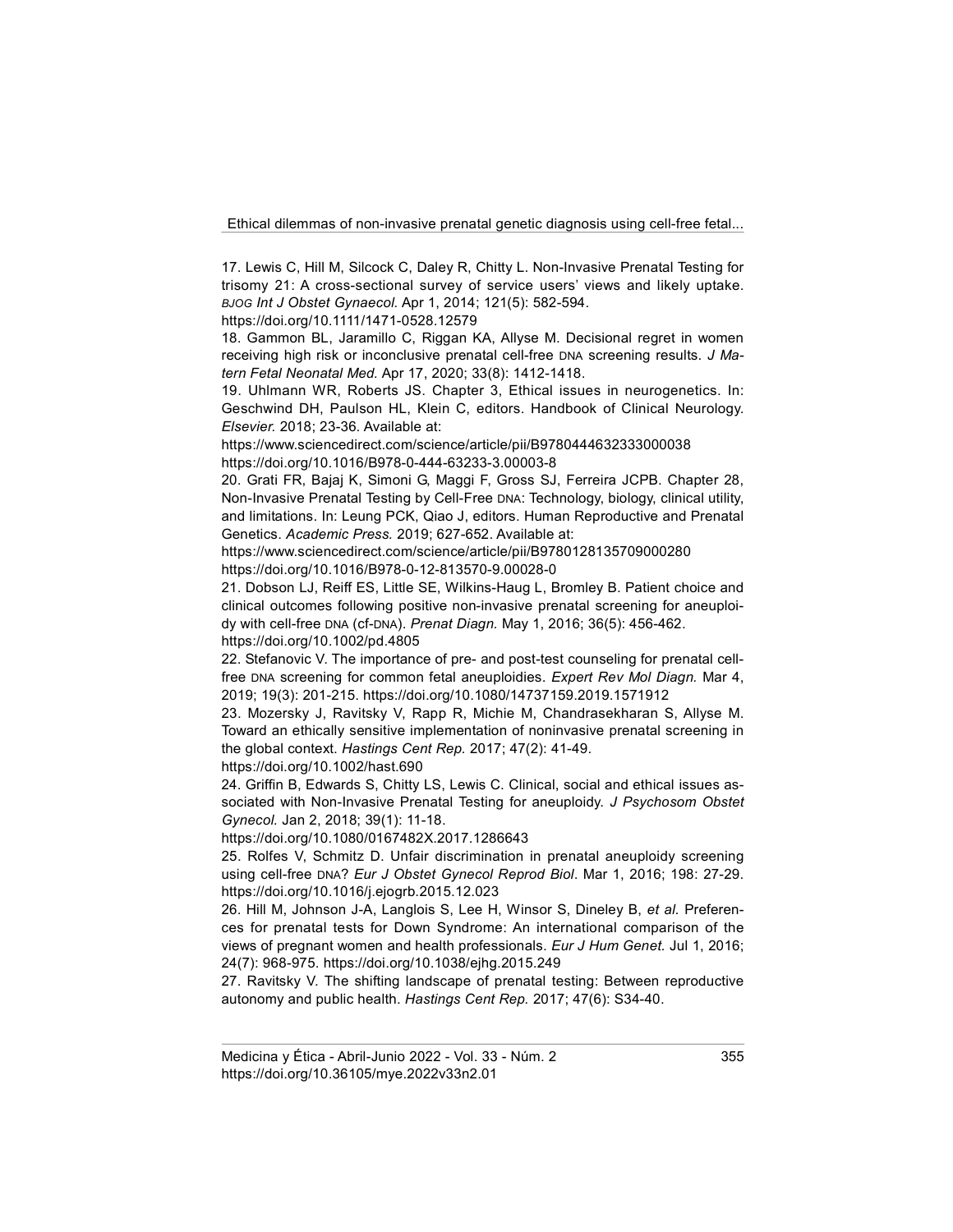17. Lewis C, Hill M, Silcock C, Daley R, Chitty L. Non-Invasive Prenatal Testing for trisomy 21: A cross-sectional survey of service users' views and likely uptake. *BJOG Int J Obstet Gynaecol.* Apr 1, 2014; 121(5): 582-594.
https://doi.org/10.1111/1471-0528.12579

18. Gammon BL, Jaramillo C, Riggan KA, Allyse M. Decisional regret in women receiving high risk or inconclusive prenatal cell-free DNA screening results. *J Matern Fetal Neonatal Med.* Apr 17, 2020; 33(8): 1412-1418.

19. Uhlmann WR, Roberts JS. Chapter 3, Ethical issues in neurogenetics. In: Geschwind DH, Paulson HL, Klein C, editors. Handbook of Clinical Neurology. *Elsevier.* 2018; 23-36. Available at:
https://www.sciencedirect.com/science/article/pii/B9780444632333000038
https://doi.org/10.1016/B978-0-444-63233-3.00003-8

20. Grati FR, Bajaj K, Simoni G, Maggi F, Gross SJ, Ferreira JCPB. Chapter 28, Non-Invasive Prenatal Testing by Cell-Free DNA: Technology, biology, clinical utility, and limitations. In: Leung PCK, Qiao J, editors. Human Reproductive and Prenatal Genetics. *Academic Press.* 2019; 627-652. Available at:
https://www.sciencedirect.com/science/article/pii/B9780128135709000280
https://doi.org/10.1016/B978-0-12-813570-9.00028-0

21. Dobson LJ, Reiff ES, Little SE, Wilkins-Haug L, Bromley B. Patient choice and clinical outcomes following positive non-invasive prenatal screening for aneuploidy with cell-free DNA (cf-DNA). *Prenat Diagn.* May 1, 2016; 36(5): 456-462.
https://doi.org/10.1002/pd.4805

22. Stefanovic V. The importance of pre- and post-test counseling for prenatal cell-free DNA screening for common fetal aneuploidies. *Expert Rev Mol Diagn.* Mar 4, 2019; 19(3): 201-215. https://doi.org/10.1080/14737159.2019.1571912

23. Mozersky J, Ravitsky V, Rapp R, Michie M, Chandrasekharan S, Allyse M. Toward an ethically sensitive implementation of noninvasive prenatal screening in the global context. *Hastings Cent Rep.* 2017; 47(2): 41-49.
https://doi.org/10.1002/hast.690

24. Griffin B, Edwards S, Chitty LS, Lewis C. Clinical, social and ethical issues associated with Non-Invasive Prenatal Testing for aneuploidy. *J Psychosom Obstet Gynecol.* Jan 2, 2018; 39(1): 11-18.
https://doi.org/10.1080/0167482X.2017.1286643

25. Rolfes V, Schmitz D. Unfair discrimination in prenatal aneuploidy screening using cell-free DNA? *Eur J Obstet Gynecol Reprod Biol*. Mar 1, 2016; 198: 27-29. https://doi.org/10.1016/j.ejogrb.2015.12.023

26. Hill M, Johnson J-A, Langlois S, Lee H, Winsor S, Dineley B, *et al.* Preferences for prenatal tests for Down Syndrome: An international comparison of the views of pregnant women and health professionals. *Eur J Hum Genet.* Jul 1, 2016; 24(7): 968-975. https://doi.org/10.1038/ejhg.2015.249

27. Ravitsky V. The shifting landscape of prenatal testing: Between reproductive autonomy and public health. *Hastings Cent Rep.* 2017; 47(6): S34-40.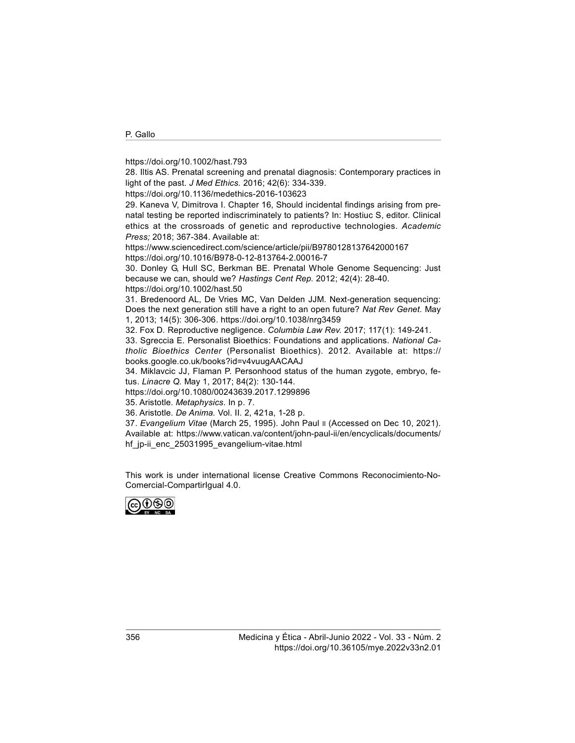https://doi.org/10.1002/hast.793

28. Iltis AS. Prenatal screening and prenatal diagnosis: Contemporary practices in light of the past. *J Med Ethics.* 2016; 42(6): 334-339. https://doi.org/10.1136/medethics-2016-103623

29. Kaneva V, Dimitrova I. Chapter 16, Should incidental findings arising from prenatal testing be reported indiscriminately to patients? In: Hostiuc S, editor. Clinical ethics at the crossroads of genetic and reproductive technologies. *Academic Press;* 2018; 367-384. Available at: https://www.sciencedirect.com/science/article/pii/B9780128137642000167 https://doi.org/10.1016/B978-0-12-813764-2.00016-7

30. Donley G, Hull SC, Berkman BE. Prenatal Whole Genome Sequencing: Just because we can, should we? *Hastings Cent Rep.* 2012; 42(4): 28-40. https://doi.org/10.1002/hast.50

31. Bredenoord AL, De Vries MC, Van Delden JJM. Next-generation sequencing: Does the next generation still have a right to an open future? *Nat Rev Genet.* May 1, 2013; 14(5): 306-306. https://doi.org/10.1038/nrg3459

32. Fox D. Reproductive negligence. *Columbia Law Rev.* 2017; 117(1): 149-241.

33. Sgreccia E. Personalist Bioethics: Foundations and applications. *National Catholic Bioethics Center* (Personalist Bioethics). 2012. Available at: https://books.google.co.uk/books?id=v4vuugAACAAJ

34. Miklavcic JJ, Flaman P. Personhood status of the human zygote, embryo, fetus. *Linacre Q.* May 1, 2017; 84(2): 130-144. https://doi.org/10.1080/00243639.2017.1299896

35. Aristotle. *Metaphysics*. In p. 7.

36. Aristotle. *De Anima.* Vol. II. 2, 421a, 1-28 p.

37. *Evangelium Vitae* (March 25, 1995). John Paul II (Accessed on Dec 10, 2021). Available at: https://www.vatican.va/content/john-paul-ii/en/encyclicals/documents/hf_jp-ii_enc_25031995_evangelium-vitae.html

This work is under international license Creative Commons Reconocimiento-No-Comercial-CompartirIgual 4.0.